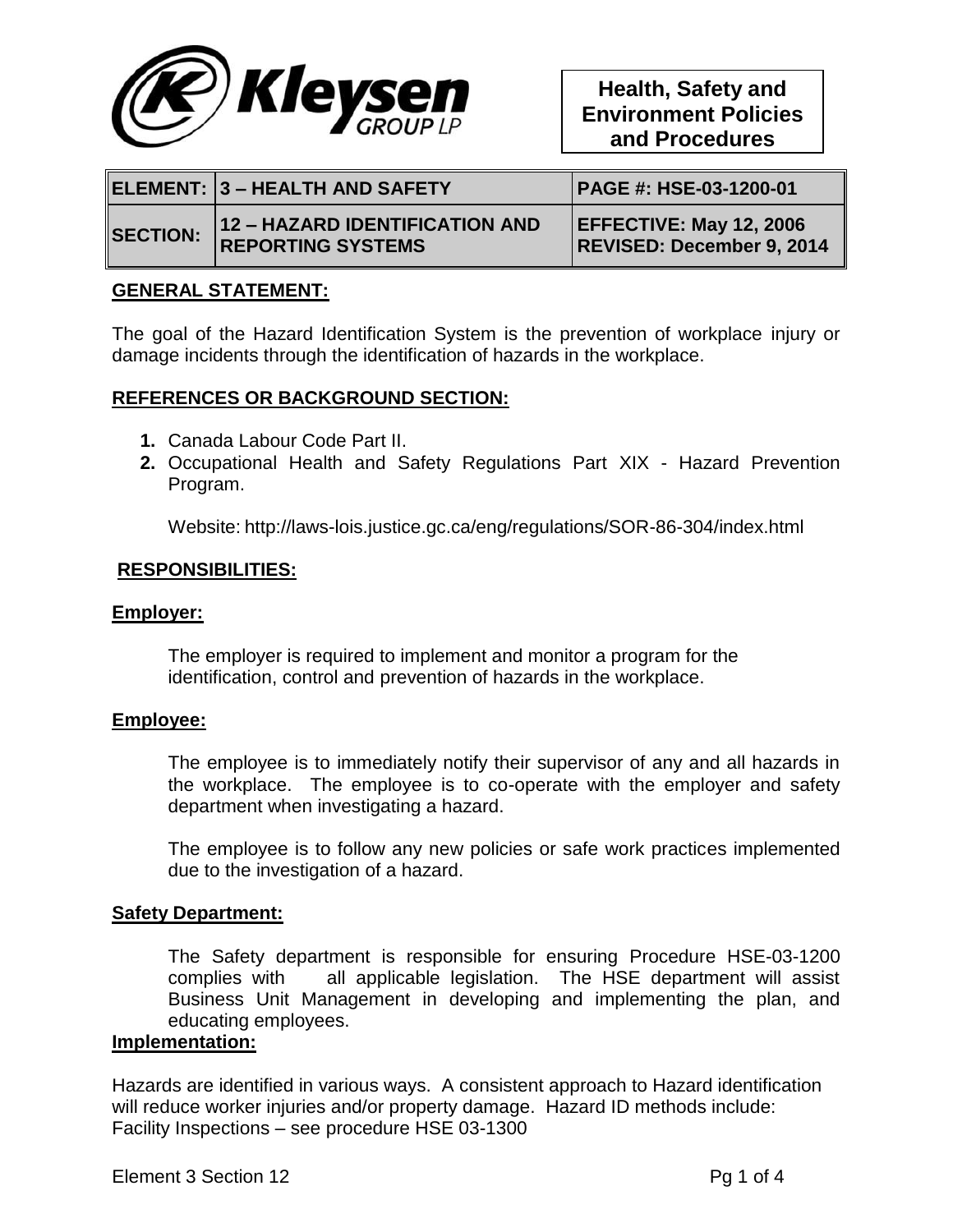Kleysen GROUP LP

**Health, Safety and Environment Policies and Procedures**

| **ELEMENT:** | **3 – HEALTH AND SAFETY** | **PAGE #: HSE-03-1200-01** |
|---|---|---|
| **SECTION:** | **12 – HAZARD IDENTIFICATION AND REPORTING SYSTEMS** | **EFFECTIVE: May 12, 2006**<br>**REVISED: December 9, 2014** |

## GENERAL STATEMENT:

The goal of the Hazard Identification System is the prevention of workplace injury or damage incidents through the identification of hazards in the workplace.

## REFERENCES OR BACKGROUND SECTION:

1. Canada Labour Code Part II.
2. Occupational Health and Safety Regulations Part XIX - Hazard Prevention Program.

   Website: http://laws-lois.justice.gc.ca/eng/regulations/SOR-86-304/index.html

## RESPONSIBILITIES:

### Employer:

The employer is required to implement and monitor a program for the identification, control and prevention of hazards in the workplace.

### Employee:

The employee is to immediately notify their supervisor of any and all hazards in the workplace. The employee is to co-operate with the employer and safety department when investigating a hazard.

The employee is to follow any new policies or safe work practices implemented due to the investigation of a hazard.

### Safety Department:

The Safety department is responsible for ensuring Procedure HSE-03-1200 complies with all applicable legislation. The HSE department will assist Business Unit Management in developing and implementing the plan, and educating employees.

### Implementation:

Hazards are identified in various ways. A consistent approach to Hazard identification will reduce worker injuries and/or property damage. Hazard ID methods include:
Facility Inspections – see procedure HSE 03-1300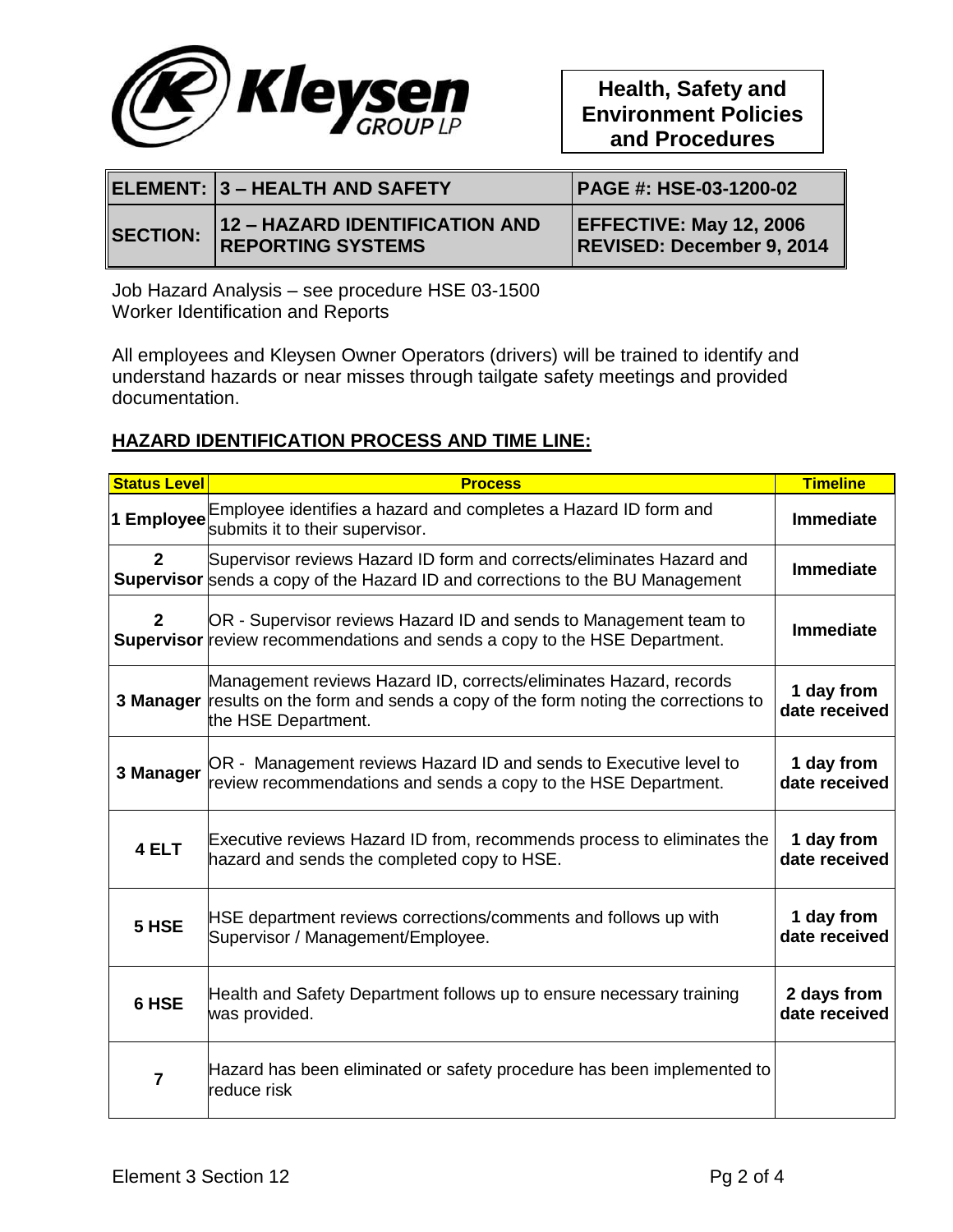**Health, Safety and Environment Policies and Procedures**

| ELEMENT: | 3 – HEALTH AND SAFETY | PAGE #: HSE-03-1200-02 |
|---|---|---|
| SECTION: | 12 – HAZARD IDENTIFICATION AND REPORTING SYSTEMS | EFFECTIVE: May 12, 2006 REVISED: December 9, 2014 |

Job Hazard Analysis – see procedure HSE 03-1500
Worker Identification and Reports

All employees and Kleysen Owner Operators (drivers) will be trained to identify and understand hazards or near misses through tailgate safety meetings and provided documentation.

## HAZARD IDENTIFICATION PROCESS AND TIME LINE:

| Status Level | Process | Timeline |
|---|---|---|
| 1 Employee | Employee identifies a hazard and completes a Hazard ID form and submits it to their supervisor. | Immediate |
| 2 Supervisor | Supervisor reviews Hazard ID form and corrects/eliminates Hazard and sends a copy of the Hazard ID and corrections to the BU Management | Immediate |
| 2 Supervisor | OR - Supervisor reviews Hazard ID and sends to Management team to review recommendations and sends a copy to the HSE Department. | Immediate |
| 3 Manager | Management reviews Hazard ID, corrects/eliminates Hazard, records results on the form and sends a copy of the form noting the corrections to the HSE Department. | 1 day from date received |
| 3 Manager | OR - Management reviews Hazard ID and sends to Executive level to review recommendations and sends a copy to the HSE Department. | 1 day from date received |
| 4 ELT | Executive reviews Hazard ID from, recommends process to eliminates the hazard and sends the completed copy to HSE. | 1 day from date received |
| 5 HSE | HSE department reviews corrections/comments and follows up with Supervisor / Management/Employee. | 1 day from date received |
| 6 HSE | Health and Safety Department follows up to ensure necessary training was provided. | 2 days from date received |
| 7 | Hazard has been eliminated or safety procedure has been implemented to reduce risk | |

Element 3 Section 12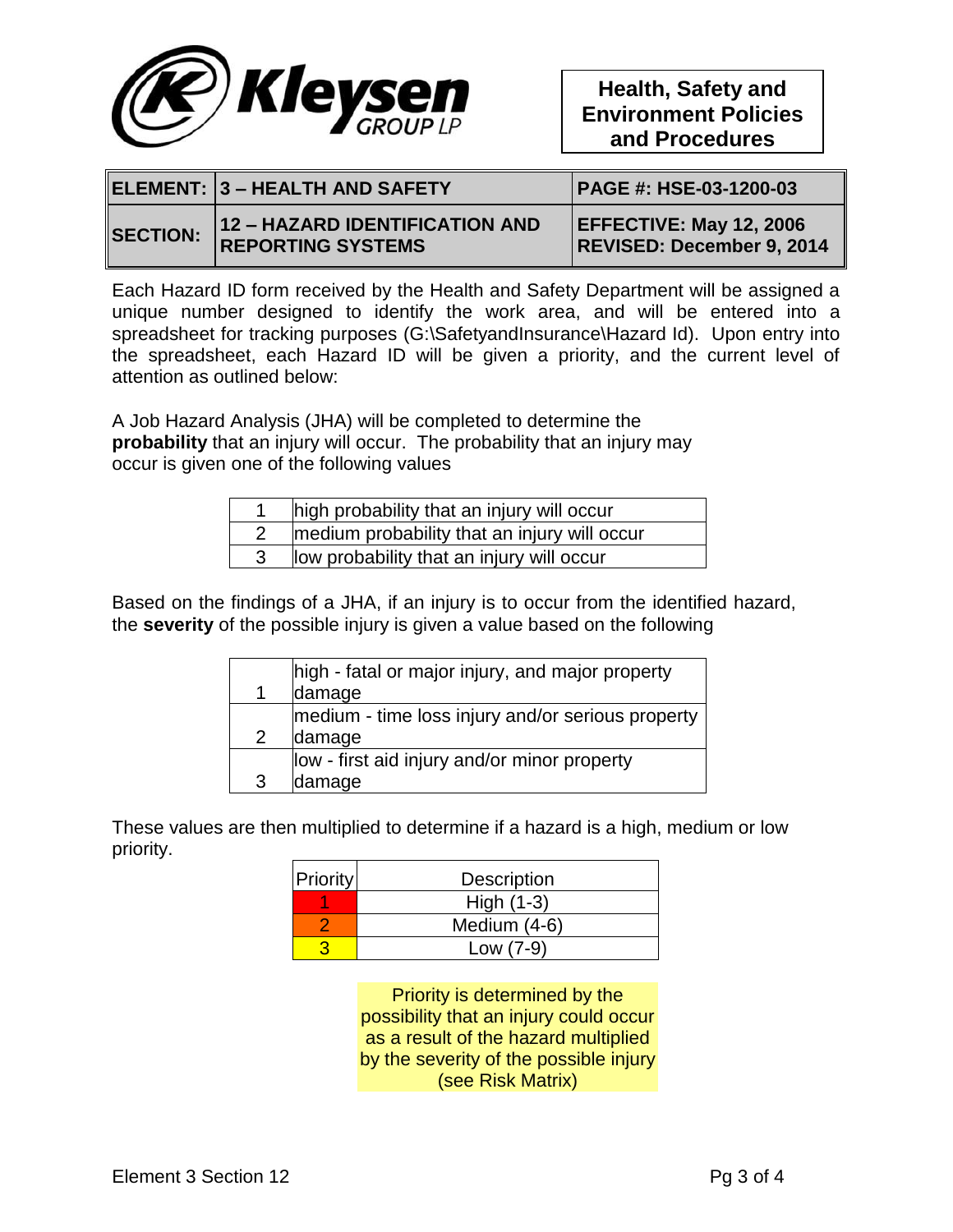| ELEMENT: | 3 – HEALTH AND SAFETY | PAGE #: HSE-03-1200-03 |
|---|---|---|
| SECTION: | 12 – HAZARD IDENTIFICATION AND REPORTING SYSTEMS | EFFECTIVE: May 12, 2006 REVISED: December 9, 2014 |

Each Hazard ID form received by the Health and Safety Department will be assigned a unique number designed to identify the work area, and will be entered into a spreadsheet for tracking purposes (G:\SafetyandInsurance\Hazard Id). Upon entry into the spreadsheet, each Hazard ID will be given a priority, and the current level of attention as outlined below:

A Job Hazard Analysis (JHA) will be completed to determine the **probability** that an injury will occur. The probability that an injury may occur is given one of the following values

| | |
|---|---|
| 1 | high probability that an injury will occur |
| 2 | medium probability that an injury will occur |
| 3 | low probability that an injury will occur |

Based on the findings of a JHA, if an injury is to occur from the identified hazard, the **severity** of the possible injury is given a value based on the following

| | |
|---|---|
| 1 | high - fatal or major injury, and major property damage |
| 2 | medium - time loss injury and/or serious property damage |
| 3 | low - first aid injury and/or minor property damage |

These values are then multiplied to determine if a hazard is a high, medium or low priority.

| Priority | Description |
|---|---|
| 1 | High (1-3) |
| 2 | Medium (4-6) |
| 3 | Low (7-9) |

Priority is determined by the possibility that an injury could occur as a result of the hazard multiplied by the severity of the possible injury (see Risk Matrix)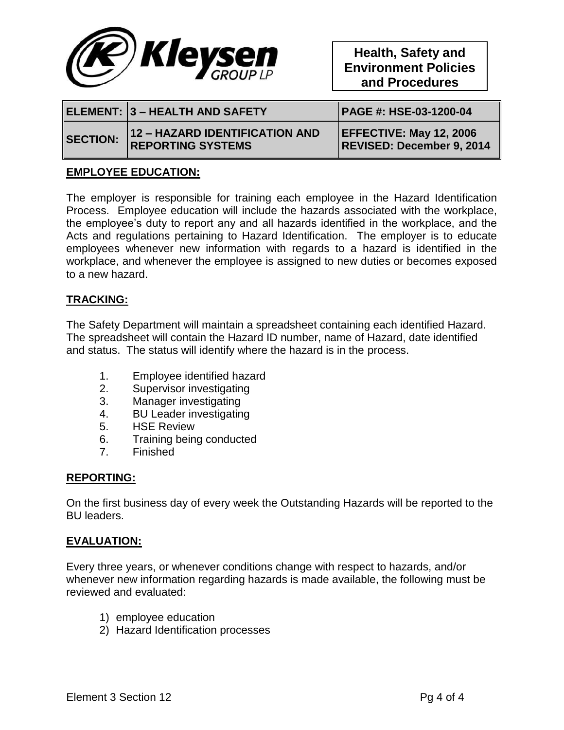| | | |
|---|---|---|
| **ELEMENT:** | **3 – HEALTH AND SAFETY** | **PAGE #: HSE-03-1200-04** |
| **SECTION:** | **12 – HAZARD IDENTIFICATION AND REPORTING SYSTEMS** | **EFFECTIVE: May 12, 2006 REVISED: December 9, 2014** |

## EMPLOYEE EDUCATION:

The employer is responsible for training each employee in the Hazard Identification Process. Employee education will include the hazards associated with the workplace, the employee's duty to report any and all hazards identified in the workplace, and the Acts and regulations pertaining to Hazard Identification. The employer is to educate employees whenever new information with regards to a hazard is identified in the workplace, and whenever the employee is assigned to new duties or becomes exposed to a new hazard.

## TRACKING:

The Safety Department will maintain a spreadsheet containing each identified Hazard. The spreadsheet will contain the Hazard ID number, name of Hazard, date identified and status. The status will identify where the hazard is in the process.

1. Employee identified hazard
2. Supervisor investigating
3. Manager investigating
4. BU Leader investigating
5. HSE Review
6. Training being conducted
7. Finished

## REPORTING:

On the first business day of every week the Outstanding Hazards will be reported to the BU leaders.

## EVALUATION:

Every three years, or whenever conditions change with respect to hazards, and/or whenever new information regarding hazards is made available, the following must be reviewed and evaluated:

1) employee education
2) Hazard Identification processes